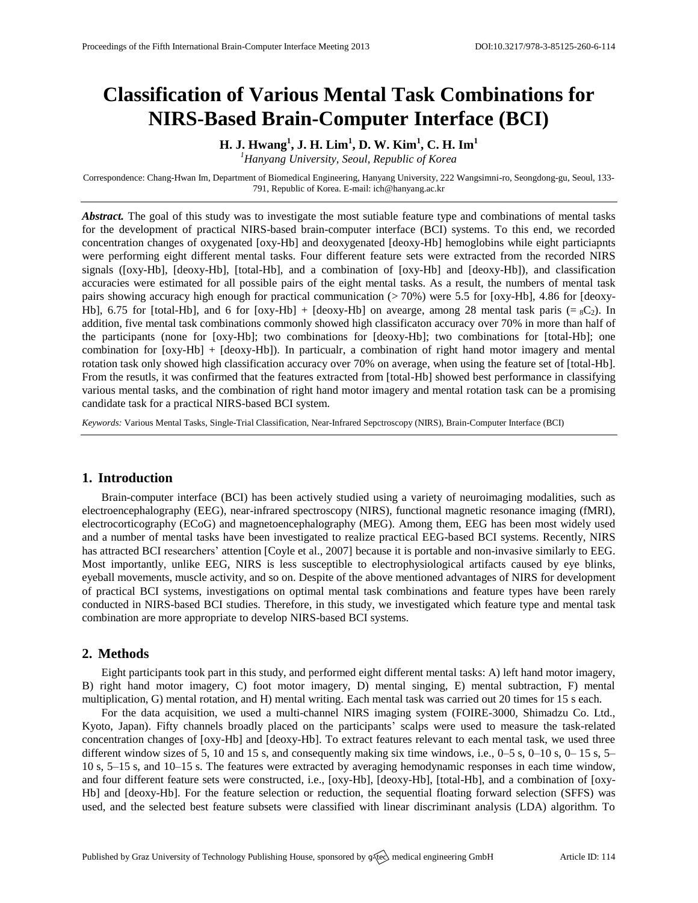# Classification of Various Mental Task Combinations for NIRS-Based Brain-Computer Interface (BCI)

**H. J. Hwang[1], J. H. Lim[1], D. W. Kim[1], C. H. Im[1]**

[1]*Hanyang University, Seoul, Republic of Korea*

Correspondence: Chang-Hwan Im, Department of Biomedical Engineering, Hanyang University, 222 Wangsimni-ro, Seongdong-gu, Seoul, 133-791, Republic of Korea. E-mail: ich@hanyang.ac.kr

***Abstract.*** The goal of this study was to investigate the most sutiable feature type and combinations of mental tasks for the development of practical NIRS-based brain-computer interface (BCI) systems. To this end, we recorded concentration changes of oxygenated [oxy-Hb] and deoxygenated [deoxy-Hb] hemoglobins while eight particiapnts were performing eight different mental tasks. Four different feature sets were extracted from the recorded NIRS signals ([oxy-Hb], [deoxy-Hb], [total-Hb], and a combination of [oxy-Hb] and [deoxy-Hb]), and classification accuracies were estimated for all possible pairs of the eight mental tasks. As a result, the numbers of mental task pairs showing accuracy high enough for practical communication (> 70%) were 5.5 for [oxy-Hb], 4.86 for [deoxy-Hb], 6.75 for [total-Hb], and 6 for [oxy-Hb] + [deoxy-Hb] on avearge, among 28 mental task paris (= ${}_8C_2$). In addition, five mental task combinations commonly showed high classificaton accuracy over 70% in more than half of the participants (none for [oxy-Hb]; two combinations for [deoxy-Hb]; two combinations for [total-Hb]; one combination for [oxy-Hb] + [deoxy-Hb]). In particualr, a combination of right hand motor imagery and mental rotation task only showed high classification accuracy over 70% on average, when using the feature set of [total-Hb]. From the resutls, it was confirmed that the features extracted from [total-Hb] showed best performance in classifying various mental tasks, and the combination of right hand motor imagery and mental rotation task can be a promising candidate task for a practical NIRS-based BCI system.

*Keywords:* Various Mental Tasks, Single-Trial Classification, Near-Infrared Sepctroscopy (NIRS), Brain-Computer Interface (BCI)

## 1. Introduction

Brain-computer interface (BCI) has been actively studied using a variety of neuroimaging modalities, such as electroencephalography (EEG), near-infrared spectroscopy (NIRS), functional magnetic resonance imaging (fMRI), electrocorticography (ECoG) and magnetoencephalography (MEG). Among them, EEG has been most widely used and a number of mental tasks have been investigated to realize practical EEG-based BCI systems. Recently, NIRS has attracted BCI researchers' attention [Coyle et al., 2007] because it is portable and non-invasive similarly to EEG. Most importantly, unlike EEG, NIRS is less susceptible to electrophysiological artifacts caused by eye blinks, eyeball movements, muscle activity, and so on. Despite of the above mentioned advantages of NIRS for development of practical BCI systems, investigations on optimal mental task combinations and feature types have been rarely conducted in NIRS-based BCI studies. Therefore, in this study, we investigated which feature type and mental task combination are more appropriate to develop NIRS-based BCI systems.

## 2. Methods

Eight participants took part in this study, and performed eight different mental tasks: A) left hand motor imagery, B) right hand motor imagery, C) foot motor imagery, D) mental singing, E) mental subtraction, F) mental multiplication, G) mental rotation, and H) mental writing. Each mental task was carried out 20 times for 15 s each.

For the data acquisition, we used a multi-channel NIRS imaging system (FOIRE-3000, Shimadzu Co. Ltd., Kyoto, Japan). Fifty channels broadly placed on the participants' scalps were used to measure the task-related concentration changes of [oxy-Hb] and [deoxy-Hb]. To extract features relevant to each mental task, we used three different window sizes of 5, 10 and 15 s, and consequently making six time windows, i.e., 0–5 s, 0–10 s, 0– 15 s, 5–10 s, 5–15 s, and 10–15 s. The features were extracted by averaging hemodynamic responses in each time window, and four different feature sets were constructed, i.e., [oxy-Hb], [deoxy-Hb], [total-Hb], and a combination of [oxy-Hb] and [deoxy-Hb]. For the feature selection or reduction, the sequential floating forward selection (SFFS) was used, and the selected best feature subsets were classified with linear discriminant analysis (LDA) algorithm. To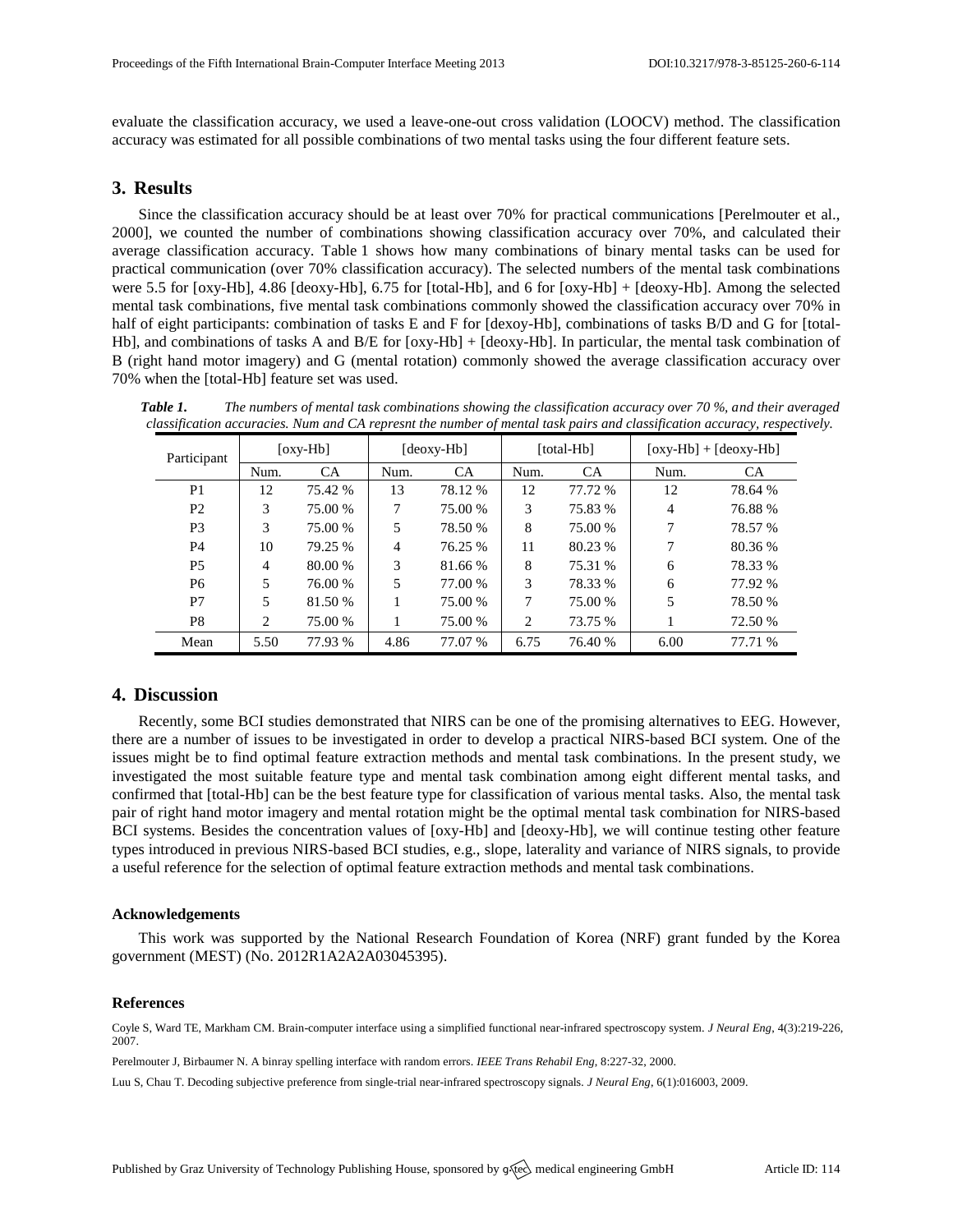evaluate the classification accuracy, we used a leave-one-out cross validation (LOOCV) method. The classification accuracy was estimated for all possible combinations of two mental tasks using the four different feature sets.

## 3. Results

Since the classification accuracy should be at least over 70% for practical communications [Perelmouter et al., 2000], we counted the number of combinations showing classification accuracy over 70%, and calculated their average classification accuracy. Table 1 shows how many combinations of binary mental tasks can be used for practical communication (over 70% classification accuracy). The selected numbers of the mental task combinations were 5.5 for [oxy-Hb], 4.86 [deoxy-Hb], 6.75 for [total-Hb], and 6 for [oxy-Hb] + [deoxy-Hb]. Among the selected mental task combinations, five mental task combinations commonly showed the classification accuracy over 70% in half of eight participants: combination of tasks E and F for [dexoy-Hb], combinations of tasks B/D and G for [total-Hb], and combinations of tasks A and B/E for [oxy-Hb] + [deoxy-Hb]. In particular, the mental task combination of B (right hand motor imagery) and G (mental rotation) commonly showed the average classification accuracy over 70% when the [total-Hb] feature set was used.

***Table 1.*** *The numbers of mental task combinations showing the classification accuracy over 70 %, and their averaged classification accuracies. Num and CA represnt the number of mental task pairs and classification accuracy, respectively.*

| Participant | [oxy-Hb] | | [deoxy-Hb] | | [total-Hb] | | [oxy-Hb] + [deoxy-Hb] | |
|---|---|---|---|---|---|---|---|---|
| | Num. | CA | Num. | CA | Num. | CA | Num. | CA |
| P1 | 12 | 75.42 % | 13 | 78.12 % | 12 | 77.72 % | 12 | 78.64 % |
| P2 | 3 | 75.00 % | 7 | 75.00 % | 3 | 75.83 % | 4 | 76.88 % |
| P3 | 3 | 75.00 % | 5 | 78.50 % | 8 | 75.00 % | 7 | 78.57 % |
| P4 | 10 | 79.25 % | 4 | 76.25 % | 11 | 80.23 % | 7 | 80.36 % |
| P5 | 4 | 80.00 % | 3 | 81.66 % | 8 | 75.31 % | 6 | 78.33 % |
| P6 | 5 | 76.00 % | 5 | 77.00 % | 3 | 78.33 % | 6 | 77.92 % |
| P7 | 5 | 81.50 % | 1 | 75.00 % | 7 | 75.00 % | 5 | 78.50 % |
| P8 | 2 | 75.00 % | 1 | 75.00 % | 2 | 73.75 % | 1 | 72.50 % |
| Mean | 5.50 | 77.93 % | 4.86 | 77.07 % | 6.75 | 76.40 % | 6.00 | 77.71 % |

## 4. Discussion

Recently, some BCI studies demonstrated that NIRS can be one of the promising alternatives to EEG. However, there are a number of issues to be investigated in order to develop a practical NIRS-based BCI system. One of the issues might be to find optimal feature extraction methods and mental task combinations. In the present study, we investigated the most suitable feature type and mental task combination among eight different mental tasks, and confirmed that [total-Hb] can be the best feature type for classification of various mental tasks. Also, the mental task pair of right hand motor imagery and mental rotation might be the optimal mental task combination for NIRS-based BCI systems. Besides the concentration values of [oxy-Hb] and [deoxy-Hb], we will continue testing other feature types introduced in previous NIRS-based BCI studies, e.g., slope, laterality and variance of NIRS signals, to provide a useful reference for the selection of optimal feature extraction methods and mental task combinations.

#### Acknowledgements

This work was supported by the National Research Foundation of Korea (NRF) grant funded by the Korea government (MEST) (No. 2012R1A2A2A03045395).

#### References

Coyle S, Ward TE, Markham CM. Brain-computer interface using a simplified functional near-infrared spectroscopy system. *J Neural Eng*, 4(3):219-226, 2007.

Perelmouter J, Birbaumer N. A binray spelling interface with random errors. *IEEE Trans Rehabil Eng*, 8:227-32, 2000.

Luu S, Chau T. Decoding subjective preference from single-trial near-infrared spectroscopy signals. *J Neural Eng*, 6(1):016003, 2009.